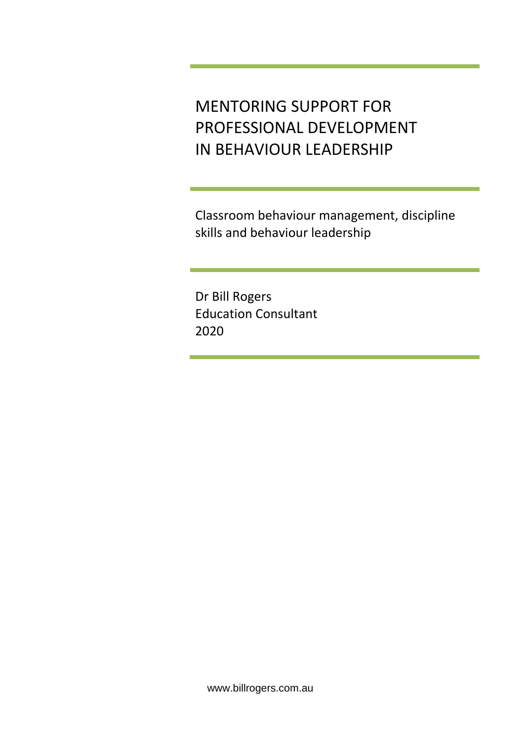# MENTORING SUPPORT FOR PROFESSIONAL DEVELOPMENT IN BEHAVIOUR LEADERSHIP

Classroom behaviour management, discipline skills and behaviour leadership

Dr Bill Rogers
Education Consultant
2020

www.billrogers.com.au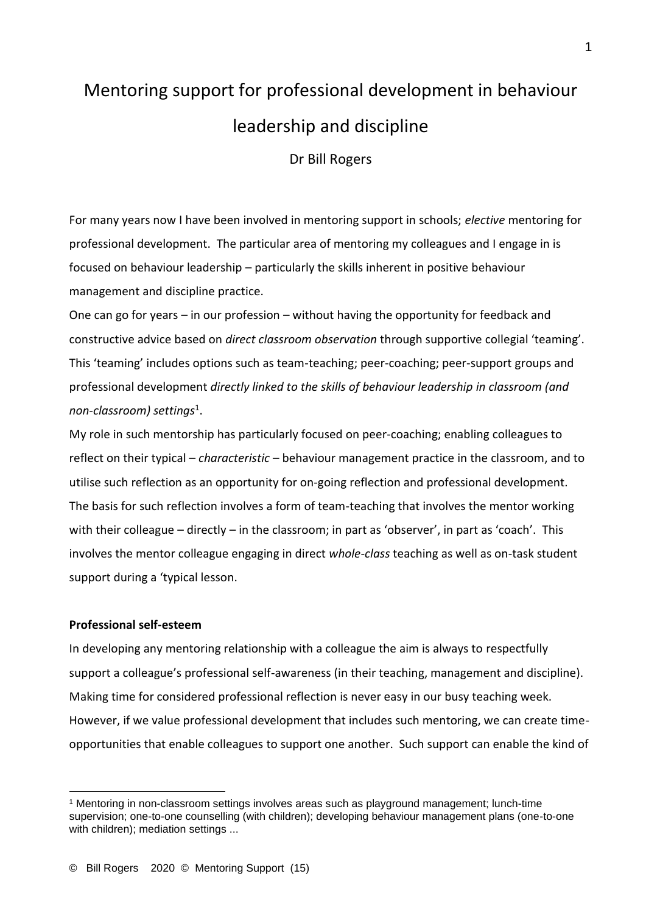# Mentoring support for professional development in behaviour leadership and discipline

Dr Bill Rogers

For many years now I have been involved in mentoring support in schools; *elective* mentoring for professional development. The particular area of mentoring my colleagues and I engage in is focused on behaviour leadership – particularly the skills inherent in positive behaviour management and discipline practice.

One can go for years – in our profession – without having the opportunity for feedback and constructive advice based on *direct classroom observation* through supportive collegial 'teaming'. This 'teaming' includes options such as team-teaching; peer-coaching; peer-support groups and professional development *directly linked to the skills of behaviour leadership in classroom (and non-classroom) settings*[1].

My role in such mentorship has particularly focused on peer-coaching; enabling colleagues to reflect on their typical – *characteristic* – behaviour management practice in the classroom, and to utilise such reflection as an opportunity for on-going reflection and professional development. The basis for such reflection involves a form of team-teaching that involves the mentor working with their colleague – directly – in the classroom; in part as 'observer', in part as 'coach'. This involves the mentor colleague engaging in direct *whole-class* teaching as well as on-task student support during a 'typical lesson.

**Professional self-esteem**

In developing any mentoring relationship with a colleague the aim is always to respectfully support a colleague's professional self-awareness (in their teaching, management and discipline). Making time for considered professional reflection is never easy in our busy teaching week. However, if we value professional development that includes such mentoring, we can create time-opportunities that enable colleagues to support one another. Such support can enable the kind of

---

[1] Mentoring in non-classroom settings involves areas such as playground management; lunch-time supervision; one-to-one counselling (with children); developing behaviour management plans (one-to-one with children); mediation settings ...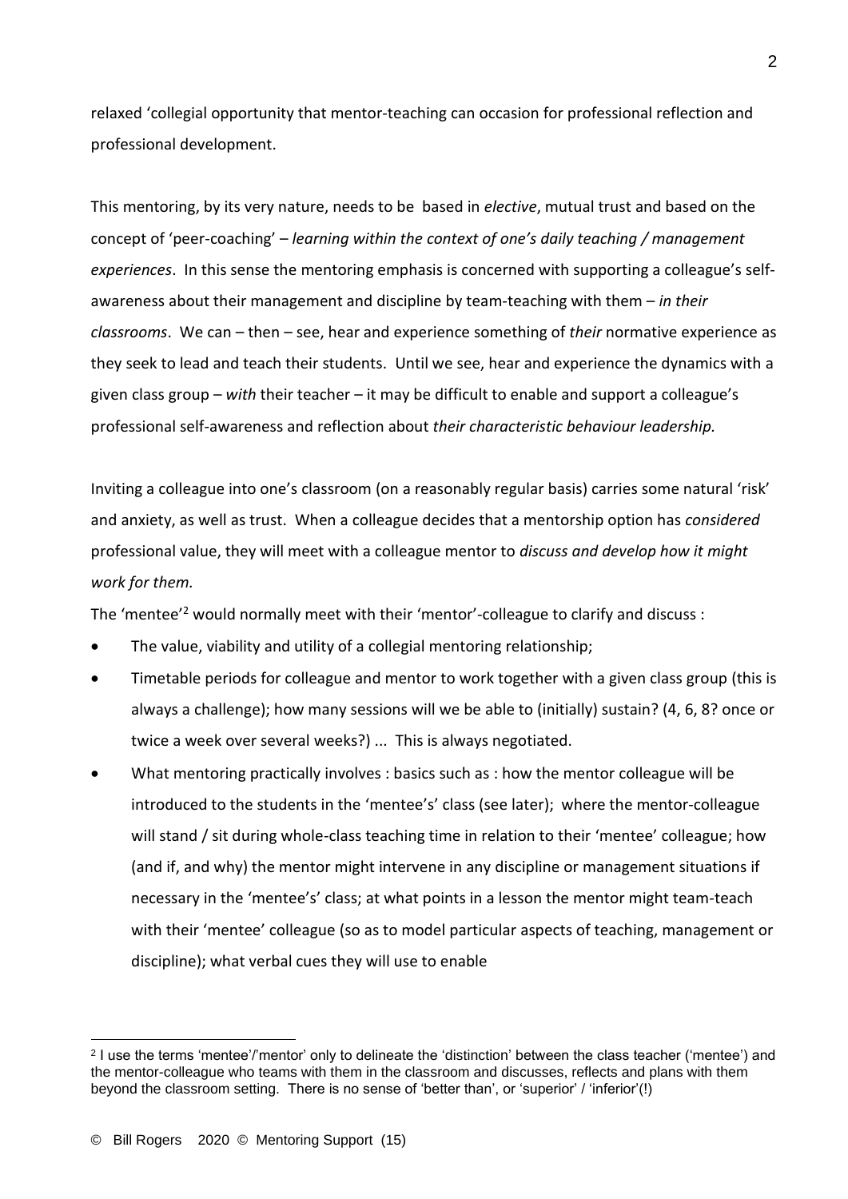relaxed 'collegial opportunity that mentor-teaching can occasion for professional reflection and professional development.

This mentoring, by its very nature, needs to be based in *elective*, mutual trust and based on the concept of 'peer-coaching' – *learning within the context of one's daily teaching / management experiences*. In this sense the mentoring emphasis is concerned with supporting a colleague's self-awareness about their management and discipline by team-teaching with them – *in their classrooms*. We can – then – see, hear and experience something of *their* normative experience as they seek to lead and teach their students. Until we see, hear and experience the dynamics with a given class group – *with* their teacher – it may be difficult to enable and support a colleague's professional self-awareness and reflection about *their characteristic behaviour leadership.*

Inviting a colleague into one's classroom (on a reasonably regular basis) carries some natural 'risk' and anxiety, as well as trust. When a colleague decides that a mentorship option has *considered* professional value, they will meet with a colleague mentor to *discuss and develop how it might work for them.*

The 'mentee'[2] would normally meet with their 'mentor'-colleague to clarify and discuss :

- The value, viability and utility of a collegial mentoring relationship;
- Timetable periods for colleague and mentor to work together with a given class group (this is always a challenge); how many sessions will we be able to (initially) sustain? (4, 6, 8? once or twice a week over several weeks?) ... This is always negotiated.
- What mentoring practically involves : basics such as : how the mentor colleague will be introduced to the students in the 'mentee's' class (see later); where the mentor-colleague will stand / sit during whole-class teaching time in relation to their 'mentee' colleague; how (and if, and why) the mentor might intervene in any discipline or management situations if necessary in the 'mentee's' class; at what points in a lesson the mentor might team-teach with their 'mentee' colleague (so as to model particular aspects of teaching, management or discipline); what verbal cues they will use to enable

[2] I use the terms 'mentee'/'mentor' only to delineate the 'distinction' between the class teacher ('mentee') and the mentor-colleague who teams with them in the classroom and discusses, reflects and plans with them beyond the classroom setting. There is no sense of 'better than', or 'superior' / 'inferior'(!)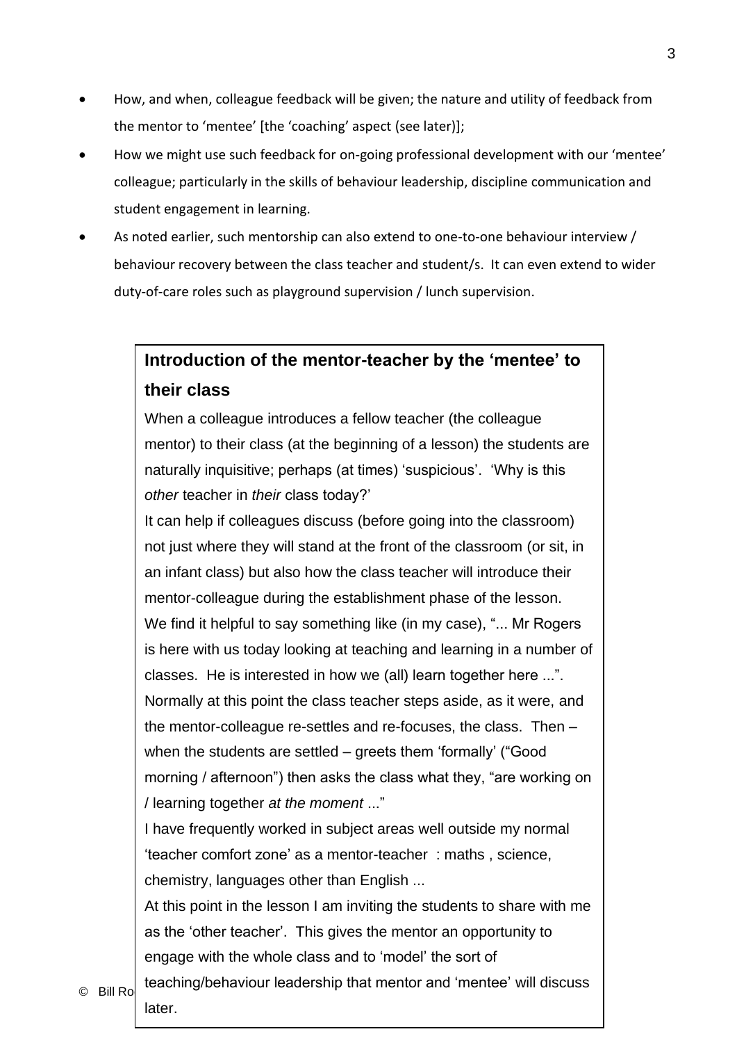- How, and when, colleague feedback will be given; the nature and utility of feedback from the mentor to 'mentee' [the 'coaching' aspect (see later)];
- How we might use such feedback for on-going professional development with our 'mentee' colleague; particularly in the skills of behaviour leadership, discipline communication and student engagement in learning.
- As noted earlier, such mentorship can also extend to one-to-one behaviour interview / behaviour recovery between the class teacher and student/s. It can even extend to wider duty-of-care roles such as playground supervision / lunch supervision.

### Introduction of the mentor-teacher by the 'mentee' to their class

When a colleague introduces a fellow teacher (the colleague mentor) to their class (at the beginning of a lesson) the students are naturally inquisitive; perhaps (at times) 'suspicious'. 'Why is this *other* teacher in *their* class today?'

It can help if colleagues discuss (before going into the classroom) not just where they will stand at the front of the classroom (or sit, in an infant class) but also how the class teacher will introduce their mentor-colleague during the establishment phase of the lesson.

We find it helpful to say something like (in my case), "... Mr Rogers is here with us today looking at teaching and learning in a number of classes. He is interested in how we (all) learn together here ...".

Normally at this point the class teacher steps aside, as it were, and the mentor-colleague re-settles and re-focuses, the class. Then – when the students are settled – greets them 'formally' ("Good morning / afternoon") then asks the class what they, "are working on / learning together *at the moment* ..."

I have frequently worked in subject areas well outside my normal 'teacher comfort zone' as a mentor-teacher : maths , science, chemistry, languages other than English ...

At this point in the lesson I am inviting the students to share with me as the 'other teacher'. This gives the mentor an opportunity to engage with the whole class and to 'model' the sort of teaching/behaviour leadership that mentor and 'mentee' will discuss later.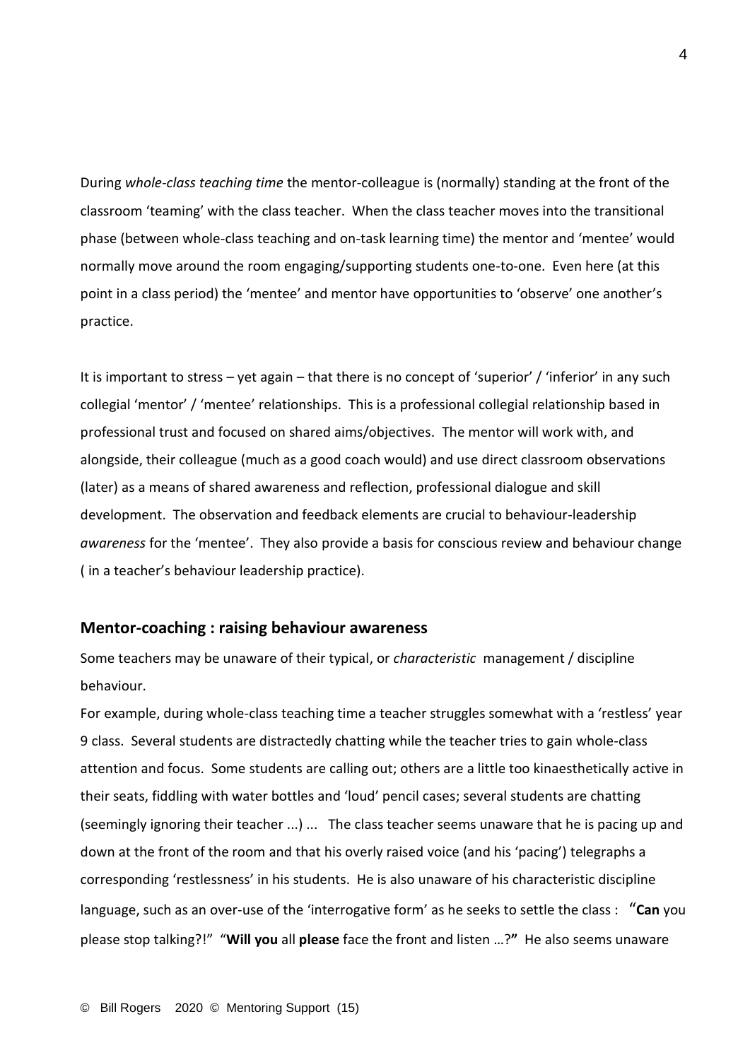During *whole-class teaching time* the mentor-colleague is (normally) standing at the front of the classroom 'teaming' with the class teacher. When the class teacher moves into the transitional phase (between whole-class teaching and on-task learning time) the mentor and 'mentee' would normally move around the room engaging/supporting students one-to-one. Even here (at this point in a class period) the 'mentee' and mentor have opportunities to 'observe' one another's practice.

It is important to stress – yet again – that there is no concept of 'superior' / 'inferior' in any such collegial 'mentor' / 'mentee' relationships. This is a professional collegial relationship based in professional trust and focused on shared aims/objectives. The mentor will work with, and alongside, their colleague (much as a good coach would) and use direct classroom observations (later) as a means of shared awareness and reflection, professional dialogue and skill development. The observation and feedback elements are crucial to behaviour-leadership *awareness* for the 'mentee'. They also provide a basis for conscious review and behaviour change ( in a teacher's behaviour leadership practice).

## Mentor-coaching : raising behaviour awareness

Some teachers may be unaware of their typical, or *characteristic* management / discipline behaviour.

For example, during whole-class teaching time a teacher struggles somewhat with a 'restless' year 9 class. Several students are distractedly chatting while the teacher tries to gain whole-class attention and focus. Some students are calling out; others are a little too kinaesthetically active in their seats, fiddling with water bottles and 'loud' pencil cases; several students are chatting (seemingly ignoring their teacher ...) ... The class teacher seems unaware that he is pacing up and down at the front of the room and that his overly raised voice (and his 'pacing') telegraphs a corresponding 'restlessness' in his students. He is also unaware of his characteristic discipline language, such as an over-use of the 'interrogative form' as he seeks to settle the class : "**Can** you please stop talking?!" "**Will you** all **please** face the front and listen …?**"** He also seems unaware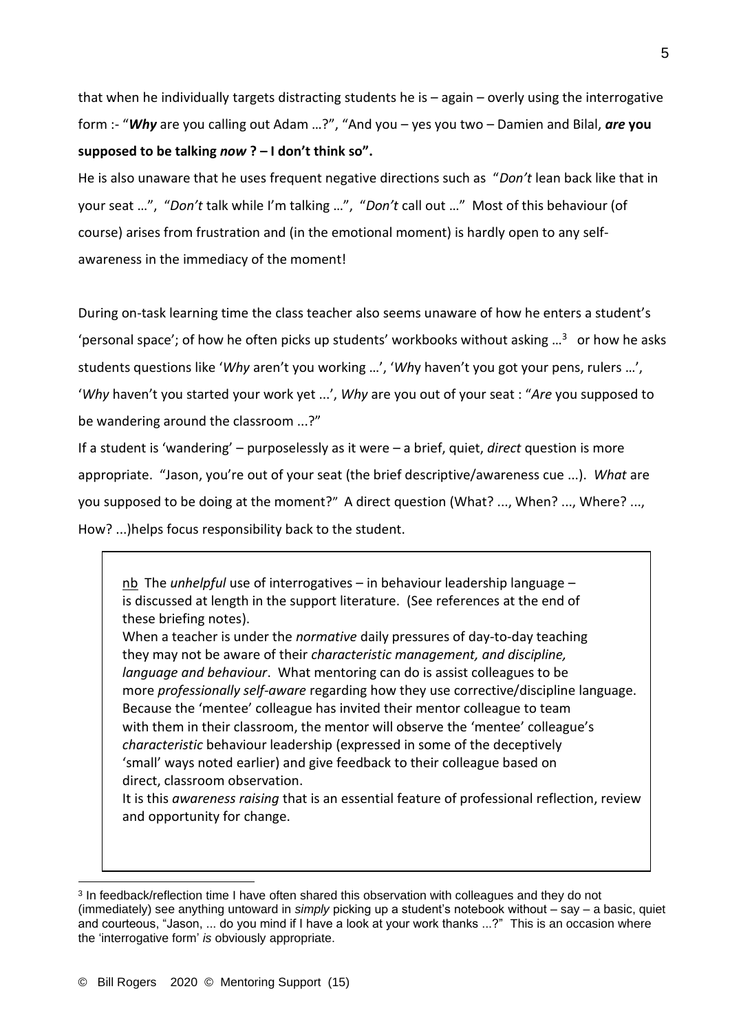that when he individually targets distracting students he is – again – overly using the interrogative form :- "***Why*** are you calling out Adam …?", "And you – yes you two – Damien and Bilal, ***are* you supposed to be talking *now* ? – I don't think so".**

He is also unaware that he uses frequent negative directions such as "*Don't* lean back like that in your seat …", "*Don't* talk while I'm talking …", "*Don't* call out …" Most of this behaviour (of course) arises from frustration and (in the emotional moment) is hardly open to any self-awareness in the immediacy of the moment!

During on-task learning time the class teacher also seems unaware of how he enters a student's 'personal space'; of how he often picks up students' workbooks without asking …[3] or how he asks students questions like '*Why* aren't you working …', '*Wh*y haven't you got your pens, rulers …', '*Why* haven't you started your work yet ...', *Why* are you out of your seat : "*Are* you supposed to be wandering around the classroom ...?"

If a student is 'wandering' – purposelessly as it were – a brief, quiet, *direct* question is more appropriate. "Jason, you're out of your seat (the brief descriptive/awareness cue ...). *What* are you supposed to be doing at the moment?" A direct question (What? ..., When? ..., Where? ..., How? ...)helps focus responsibility back to the student.

> <u>nb</u> The *unhelpful* use of interrogatives – in behaviour leadership language – is discussed at length in the support literature. (See references at the end of these briefing notes).
> When a teacher is under the *normative* daily pressures of day-to-day teaching they may not be aware of their *characteristic management, and discipline, language and behaviour*. What mentoring can do is assist colleagues to be more *professionally self-aware* regarding how they use corrective/discipline language. Because the 'mentee' colleague has invited their mentor colleague to team with them in their classroom, the mentor will observe the 'mentee' colleague's *characteristic* behaviour leadership (expressed in some of the deceptively 'small' ways noted earlier) and give feedback to their colleague based on direct, classroom observation.
> It is this *awareness raising* that is an essential feature of professional reflection, review and opportunity for change.

[3] In feedback/reflection time I have often shared this observation with colleagues and they do not (immediately) see anything untoward in *simply* picking up a student's notebook without – say – a basic, quiet and courteous, "Jason, ... do you mind if I have a look at your work thanks ...?" This is an occasion where the 'interrogative form' *is* obviously appropriate.

© Bill Rogers 2020 © Mentoring Support (15)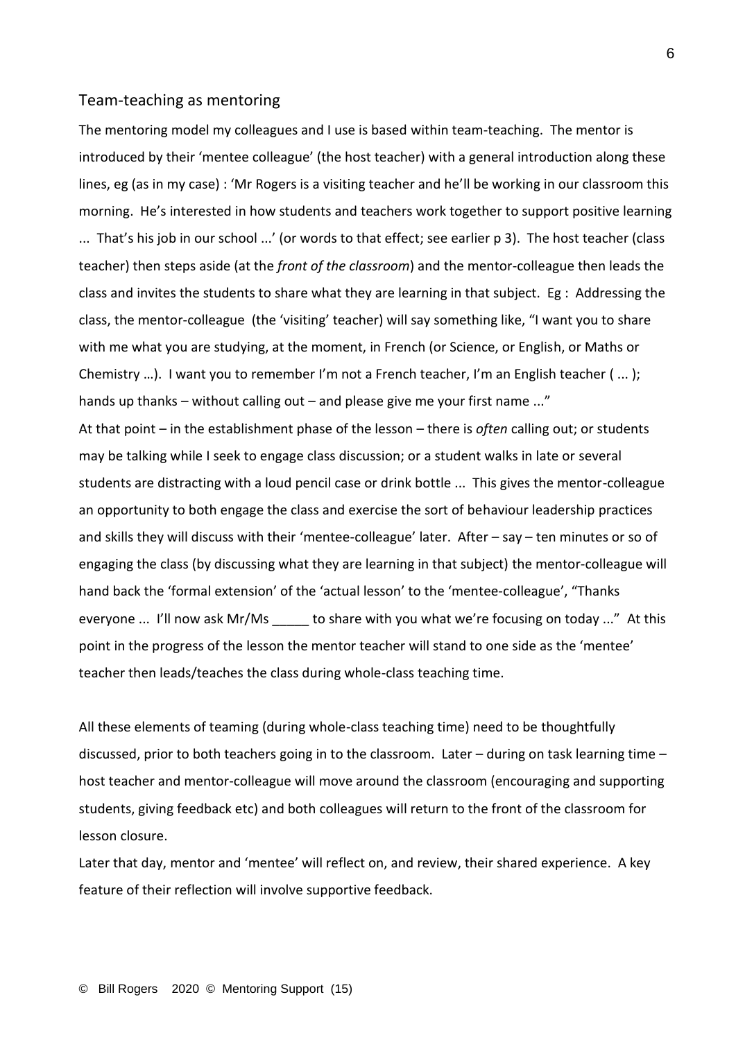## Team-teaching as mentoring

The mentoring model my colleagues and I use is based within team-teaching. The mentor is introduced by their 'mentee colleague' (the host teacher) with a general introduction along these lines, eg (as in my case) : 'Mr Rogers is a visiting teacher and he'll be working in our classroom this morning. He's interested in how students and teachers work together to support positive learning ... That's his job in our school ...' (or words to that effect; see earlier p 3). The host teacher (class teacher) then steps aside (at the *front of the classroom*) and the mentor-colleague then leads the class and invites the students to share what they are learning in that subject. Eg : Addressing the class, the mentor-colleague (the 'visiting' teacher) will say something like, "I want you to share with me what you are studying, at the moment, in French (or Science, or English, or Maths or Chemistry …). I want you to remember I'm not a French teacher, I'm an English teacher ( ... ); hands up thanks – without calling out – and please give me your first name ..."

At that point – in the establishment phase of the lesson – there is *often* calling out; or students may be talking while I seek to engage class discussion; or a student walks in late or several students are distracting with a loud pencil case or drink bottle ... This gives the mentor-colleague an opportunity to both engage the class and exercise the sort of behaviour leadership practices and skills they will discuss with their 'mentee-colleague' later. After – say – ten minutes or so of engaging the class (by discussing what they are learning in that subject) the mentor-colleague will hand back the 'formal extension' of the 'actual lesson' to the 'mentee-colleague', "Thanks everyone ... I'll now ask Mr/Ms _____ to share with you what we're focusing on today ..." At this point in the progress of the lesson the mentor teacher will stand to one side as the 'mentee' teacher then leads/teaches the class during whole-class teaching time.

All these elements of teaming (during whole-class teaching time) need to be thoughtfully discussed, prior to both teachers going in to the classroom. Later – during on task learning time – host teacher and mentor-colleague will move around the classroom (encouraging and supporting students, giving feedback etc) and both colleagues will return to the front of the classroom for lesson closure.

Later that day, mentor and 'mentee' will reflect on, and review, their shared experience. A key feature of their reflection will involve supportive feedback.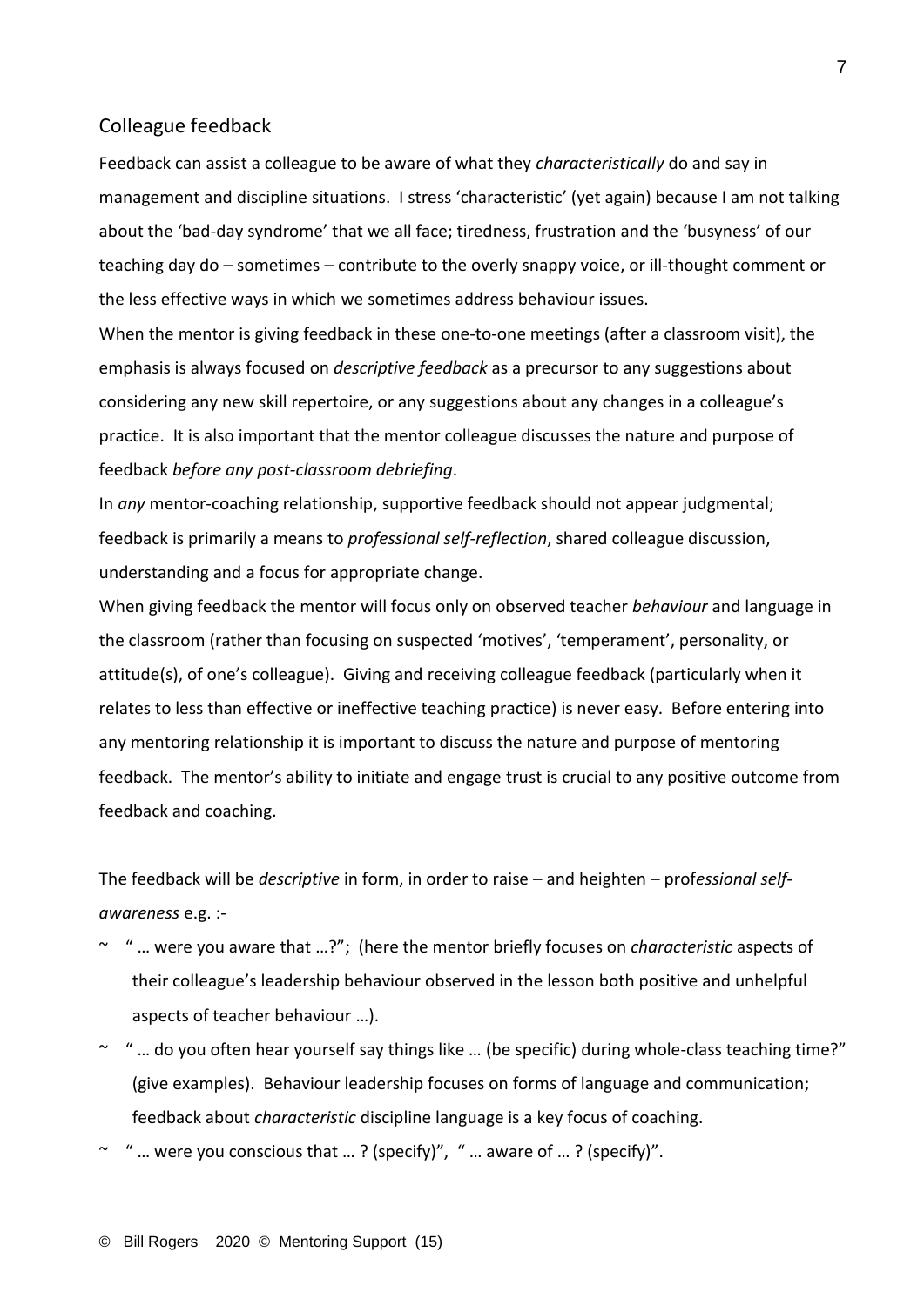## Colleague feedback

Feedback can assist a colleague to be aware of what they *characteristically* do and say in management and discipline situations. I stress 'characteristic' (yet again) because I am not talking about the 'bad-day syndrome' that we all face; tiredness, frustration and the 'busyness' of our teaching day do – sometimes – contribute to the overly snappy voice, or ill-thought comment or the less effective ways in which we sometimes address behaviour issues.

When the mentor is giving feedback in these one-to-one meetings (after a classroom visit), the emphasis is always focused on *descriptive feedback* as a precursor to any suggestions about considering any new skill repertoire, or any suggestions about any changes in a colleague's practice. It is also important that the mentor colleague discusses the nature and purpose of feedback *before any post-classroom debriefing*.

In *any* mentor-coaching relationship, supportive feedback should not appear judgmental; feedback is primarily a means to *professional self-reflection*, shared colleague discussion, understanding and a focus for appropriate change.

When giving feedback the mentor will focus only on observed teacher *behaviour* and language in the classroom (rather than focusing on suspected 'motives', 'temperament', personality, or attitude(s), of one's colleague). Giving and receiving colleague feedback (particularly when it relates to less than effective or ineffective teaching practice) is never easy. Before entering into any mentoring relationship it is important to discuss the nature and purpose of mentoring feedback. The mentor's ability to initiate and engage trust is crucial to any positive outcome from feedback and coaching.

The feedback will be *descriptive* in form, in order to raise – and heighten – prof*essional self-awareness* e.g. :-

~ " … were you aware that …?"; (here the mentor briefly focuses on *characteristic* aspects of their colleague's leadership behaviour observed in the lesson both positive and unhelpful aspects of teacher behaviour …).

~ " … do you often hear yourself say things like … (be specific) during whole-class teaching time?" (give examples). Behaviour leadership focuses on forms of language and communication; feedback about *characteristic* discipline language is a key focus of coaching.

~ " … were you conscious that … ? (specify)", " … aware of … ? (specify)".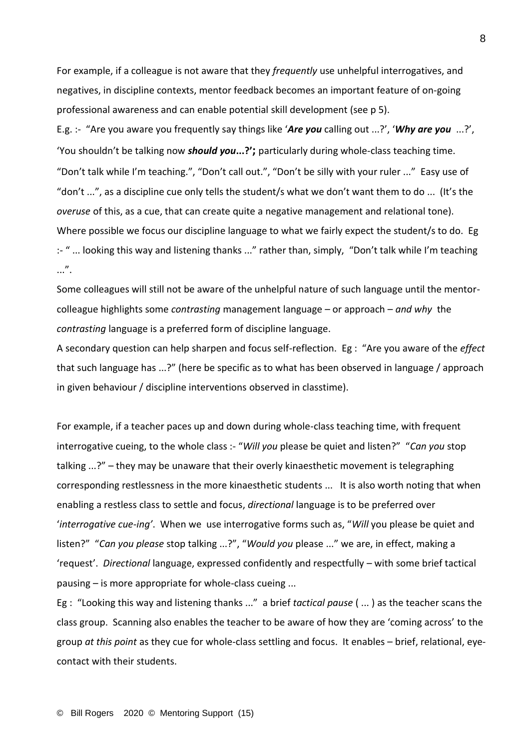For example, if a colleague is not aware that they *frequently* use unhelpful interrogatives, and negatives, in discipline contexts, mentor feedback becomes an important feature of on-going professional awareness and can enable potential skill development (see p 5).

E.g. :- "Are you aware you frequently say things like '***Are you*** calling out ...?', '***Why are you*** ...?', 'You shouldn't be talking now ***should you*...?';** particularly during whole-class teaching time.

"Don't talk while I'm teaching.", "Don't call out.", "Don't be silly with your ruler ..." Easy use of "don't ...", as a discipline cue only tells the student/s what we don't want them to do ... (It's the *overuse* of this, as a cue, that can create quite a negative management and relational tone).

Where possible we focus our discipline language to what we fairly expect the student/s to do. Eg :- " ... looking this way and listening thanks ..." rather than, simply, "Don't talk while I'm teaching ...".

Some colleagues will still not be aware of the unhelpful nature of such language until the mentor-colleague highlights some *contrasting* management language – or approach – *and why* the *contrasting* language is a preferred form of discipline language.

A secondary question can help sharpen and focus self-reflection. Eg : "Are you aware of the *effect* that such language has ...?" (here be specific as to what has been observed in language / approach in given behaviour / discipline interventions observed in classtime).

For example, if a teacher paces up and down during whole-class teaching time, with frequent interrogative cueing, to the whole class :- "*Will you* please be quiet and listen?" "*Can you* stop talking ...?" – they may be unaware that their overly kinaesthetic movement is telegraphing corresponding restlessness in the more kinaesthetic students ... It is also worth noting that when enabling a restless class to settle and focus, *directional* language is to be preferred over '*interrogative cue-ing'*. When we use interrogative forms such as, "*Will* you please be quiet and listen?" "*Can you please* stop talking ...?", "*Would you* please ..." we are, in effect, making a 'request'. *Directional* language, expressed confidently and respectfully – with some brief tactical pausing – is more appropriate for whole-class cueing ...

Eg : "Looking this way and listening thanks ..." a brief *tactical pause* ( ... ) as the teacher scans the class group. Scanning also enables the teacher to be aware of how they are 'coming across' to the group *at this point* as they cue for whole-class settling and focus. It enables – brief, relational, eye-contact with their students.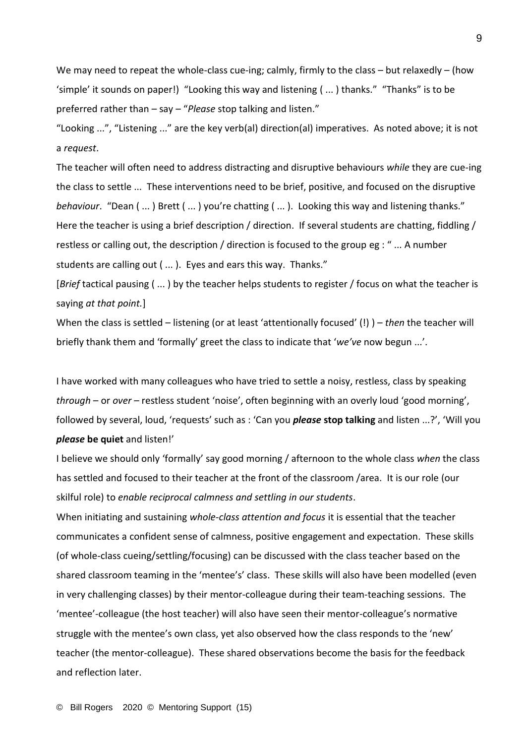We may need to repeat the whole-class cue-ing; calmly, firmly to the class – but relaxedly – (how 'simple' it sounds on paper!) "Looking this way and listening ( ... ) thanks." "Thanks" is to be preferred rather than – say – "*Please* stop talking and listen."

"Looking ...", "Listening ..." are the key verb(al) direction(al) imperatives. As noted above; it is not a *request*.

The teacher will often need to address distracting and disruptive behaviours *while* they are cue-ing the class to settle ... These interventions need to be brief, positive, and focused on the disruptive *behaviour*. "Dean ( ... ) Brett ( ... ) you're chatting ( ... ). Looking this way and listening thanks." Here the teacher is using a brief description / direction. If several students are chatting, fiddling / restless or calling out, the description / direction is focused to the group eg : " ... A number students are calling out ( ... ). Eyes and ears this way. Thanks."

[*Brief* tactical pausing ( ... ) by the teacher helps students to register / focus on what the teacher is saying *at that point.*]

When the class is settled – listening (or at least 'attentionally focused' (!) ) – *then* the teacher will briefly thank them and 'formally' greet the class to indicate that '*we've* now begun ...'.

I have worked with many colleagues who have tried to settle a noisy, restless, class by speaking *through* – or *over* – restless student 'noise', often beginning with an overly loud 'good morning', followed by several, loud, 'requests' such as : 'Can you ***please*** **stop talking** and listen ...?', 'Will you ***please*** **be quiet** and listen!'

I believe we should only 'formally' say good morning / afternoon to the whole class *when* the class has settled and focused to their teacher at the front of the classroom /area. It is our role (our skilful role) to *enable reciprocal calmness and settling in our students*.

When initiating and sustaining *whole-class attention and focus* it is essential that the teacher communicates a confident sense of calmness, positive engagement and expectation. These skills (of whole-class cueing/settling/focusing) can be discussed with the class teacher based on the shared classroom teaming in the 'mentee's' class. These skills will also have been modelled (even in very challenging classes) by their mentor-colleague during their team-teaching sessions. The 'mentee'-colleague (the host teacher) will also have seen their mentor-colleague's normative struggle with the mentee's own class, yet also observed how the class responds to the 'new' teacher (the mentor-colleague). These shared observations become the basis for the feedback and reflection later.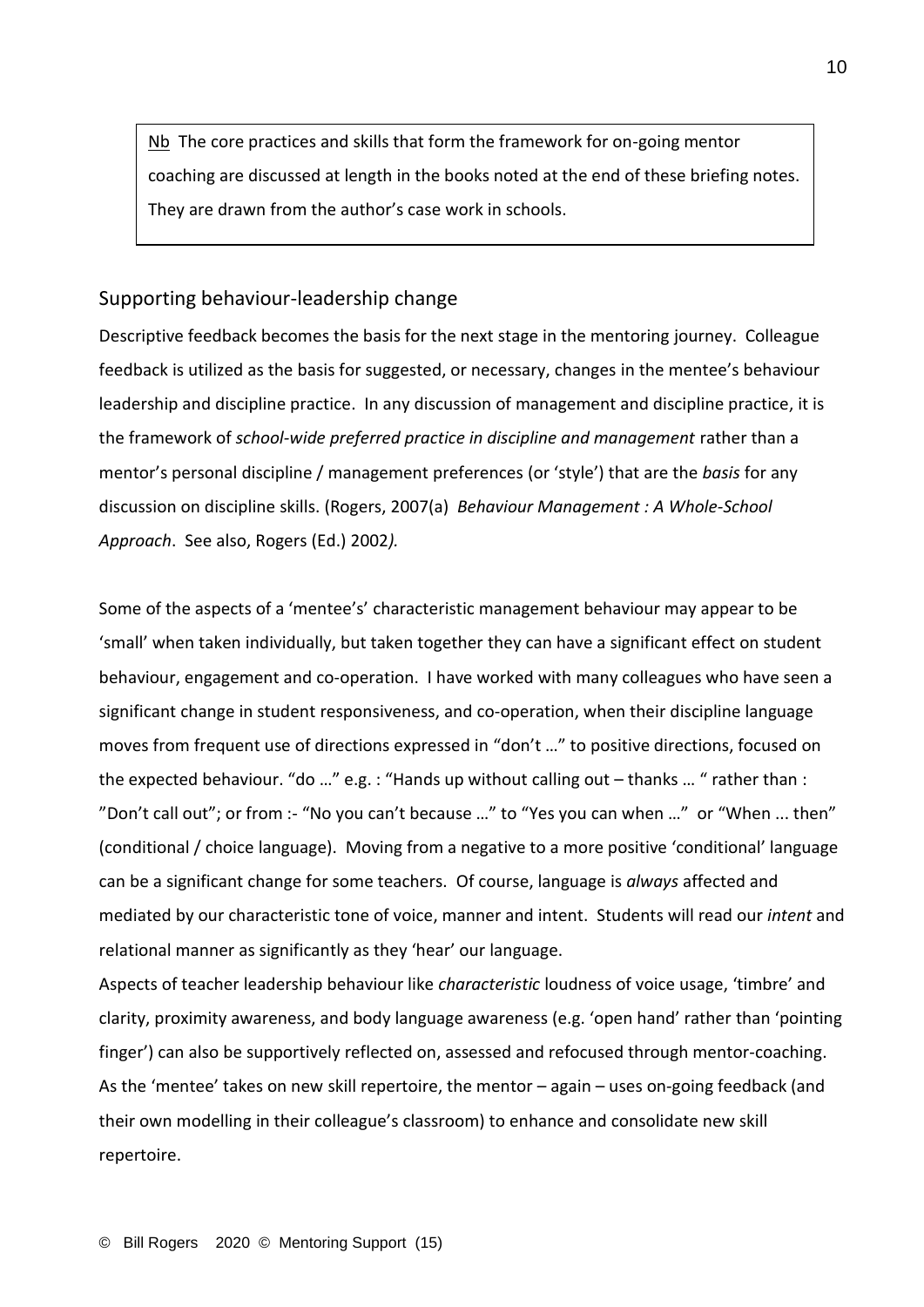<u>Nb</u> The core practices and skills that form the framework for on-going mentor coaching are discussed at length in the books noted at the end of these briefing notes. They are drawn from the author's case work in schools.

## Supporting behaviour-leadership change

Descriptive feedback becomes the basis for the next stage in the mentoring journey. Colleague feedback is utilized as the basis for suggested, or necessary, changes in the mentee's behaviour leadership and discipline practice. In any discussion of management and discipline practice, it is the framework of *school-wide preferred practice in discipline and management* rather than a mentor's personal discipline / management preferences (or 'style') that are the *basis* for any discussion on discipline skills. (Rogers, 2007(a) *Behaviour Management : A Whole-School Approach*. See also, Rogers (Ed.) 2002*).*

Some of the aspects of a 'mentee's' characteristic management behaviour may appear to be 'small' when taken individually, but taken together they can have a significant effect on student behaviour, engagement and co-operation. I have worked with many colleagues who have seen a significant change in student responsiveness, and co-operation, when their discipline language moves from frequent use of directions expressed in "don't …" to positive directions, focused on the expected behaviour. "do …" e.g. : "Hands up without calling out – thanks … " rather than : "Don't call out"; or from :- "No you can't because …" to "Yes you can when …" or "When ... then" (conditional / choice language). Moving from a negative to a more positive 'conditional' language can be a significant change for some teachers. Of course, language is *always* affected and mediated by our characteristic tone of voice, manner and intent. Students will read our *intent* and relational manner as significantly as they 'hear' our language.

Aspects of teacher leadership behaviour like *characteristic* loudness of voice usage, 'timbre' and clarity, proximity awareness, and body language awareness (e.g. 'open hand' rather than 'pointing finger') can also be supportively reflected on, assessed and refocused through mentor-coaching. As the 'mentee' takes on new skill repertoire, the mentor – again – uses on-going feedback (and their own modelling in their colleague's classroom) to enhance and consolidate new skill repertoire.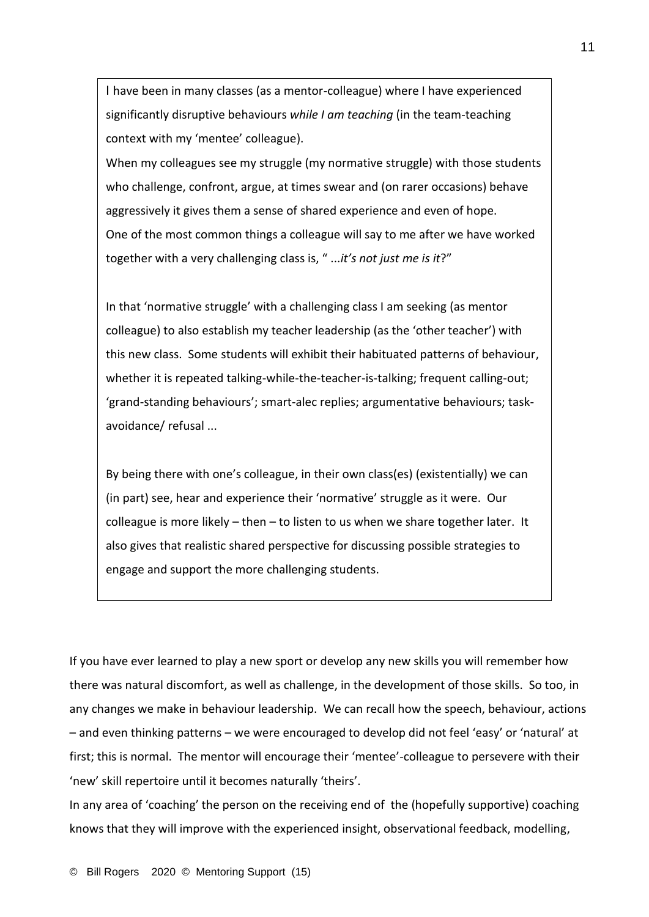> I have been in many classes (as a mentor-colleague) where I have experienced significantly disruptive behaviours *while I am teaching* (in the team-teaching context with my 'mentee' colleague).
> When my colleagues see my struggle (my normative struggle) with those students who challenge, confront, argue, at times swear and (on rarer occasions) behave aggressively it gives them a sense of shared experience and even of hope.
> One of the most common things a colleague will say to me after we have worked together with a very challenging class is, " ...*it's not just me is it*?"
>
> In that 'normative struggle' with a challenging class I am seeking (as mentor colleague) to also establish my teacher leadership (as the 'other teacher') with this new class. Some students will exhibit their habituated patterns of behaviour, whether it is repeated talking-while-the-teacher-is-talking; frequent calling-out; 'grand-standing behaviours'; smart-alec replies; argumentative behaviours; task-avoidance/ refusal ...
>
> By being there with one's colleague, in their own class(es) (existentially) we can (in part) see, hear and experience their 'normative' struggle as it were. Our colleague is more likely – then – to listen to us when we share together later. It also gives that realistic shared perspective for discussing possible strategies to engage and support the more challenging students.

If you have ever learned to play a new sport or develop any new skills you will remember how there was natural discomfort, as well as challenge, in the development of those skills. So too, in any changes we make in behaviour leadership. We can recall how the speech, behaviour, actions – and even thinking patterns – we were encouraged to develop did not feel 'easy' or 'natural' at first; this is normal. The mentor will encourage their 'mentee'-colleague to persevere with their 'new' skill repertoire until it becomes naturally 'theirs'.

In any area of 'coaching' the person on the receiving end of the (hopefully supportive) coaching knows that they will improve with the experienced insight, observational feedback, modelling,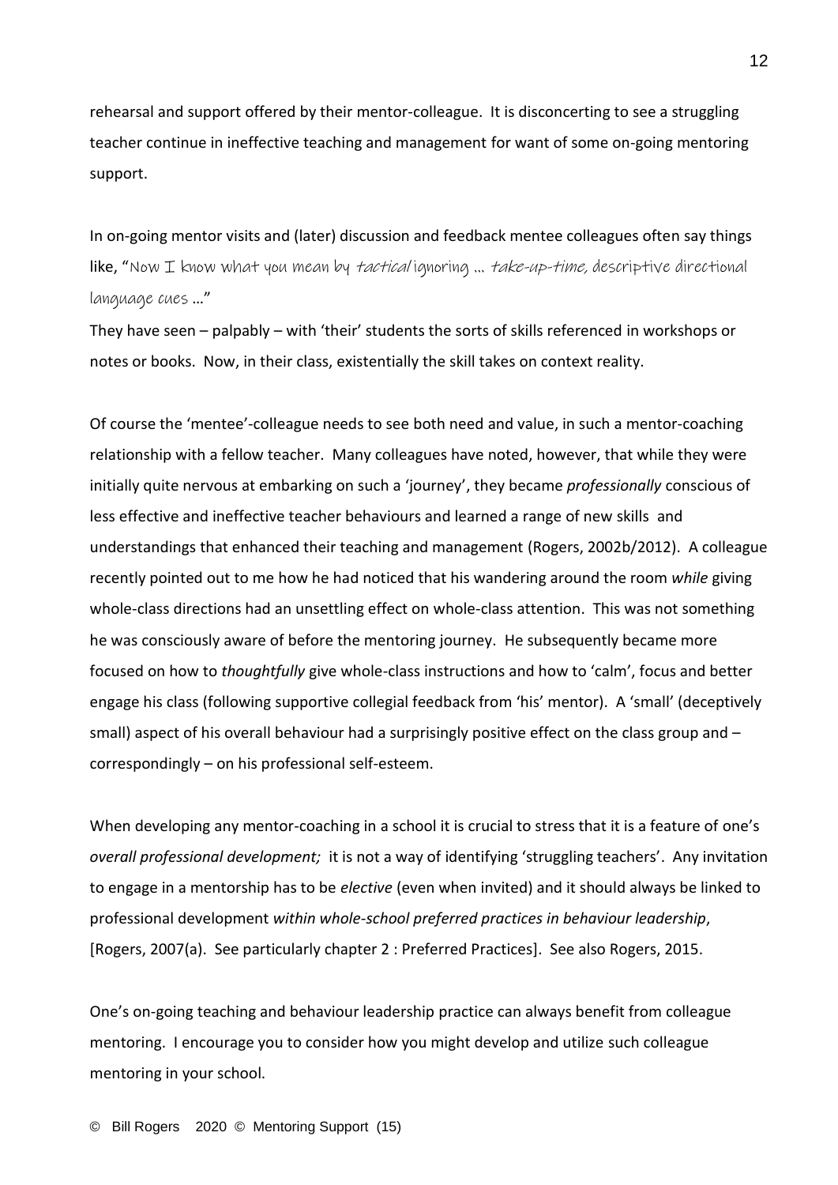rehearsal and support offered by their mentor-colleague. It is disconcerting to see a struggling teacher continue in ineffective teaching and management for want of some on-going mentoring support.

In on-going mentor visits and (later) discussion and feedback mentee colleagues often say things like, "Now I know what you mean by *tactical* ignoring … *take-up-time,* descriptive directional language cues …"

They have seen – palpably – with 'their' students the sorts of skills referenced in workshops or notes or books. Now, in their class, existentially the skill takes on context reality.

Of course the 'mentee'-colleague needs to see both need and value, in such a mentor-coaching relationship with a fellow teacher. Many colleagues have noted, however, that while they were initially quite nervous at embarking on such a 'journey', they became *professionally* conscious of less effective and ineffective teacher behaviours and learned a range of new skills and understandings that enhanced their teaching and management (Rogers, 2002b/2012). A colleague recently pointed out to me how he had noticed that his wandering around the room *while* giving whole-class directions had an unsettling effect on whole-class attention. This was not something he was consciously aware of before the mentoring journey. He subsequently became more focused on how to *thoughtfully* give whole-class instructions and how to 'calm', focus and better engage his class (following supportive collegial feedback from 'his' mentor). A 'small' (deceptively small) aspect of his overall behaviour had a surprisingly positive effect on the class group and – correspondingly – on his professional self-esteem.

When developing any mentor-coaching in a school it is crucial to stress that it is a feature of one's *overall professional development;* it is not a way of identifying 'struggling teachers'. Any invitation to engage in a mentorship has to be *elective* (even when invited) and it should always be linked to professional development *within whole-school preferred practices in behaviour leadership*, [Rogers, 2007(a). See particularly chapter 2 : Preferred Practices]. See also Rogers, 2015.

One's on-going teaching and behaviour leadership practice can always benefit from colleague mentoring. I encourage you to consider how you might develop and utilize such colleague mentoring in your school.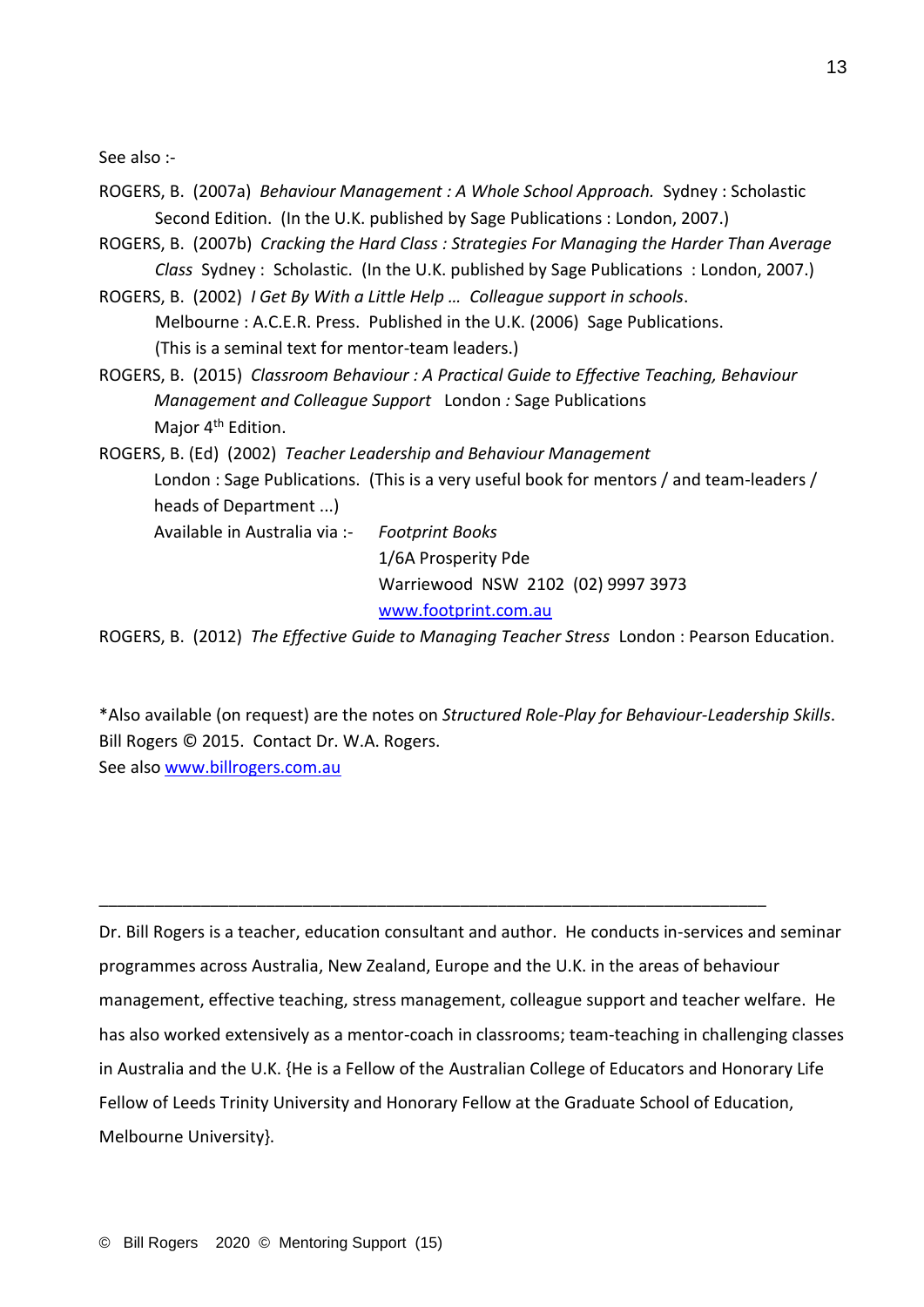See also :-

ROGERS, B. (2007a) *Behaviour Management : A Whole School Approach.* Sydney : Scholastic Second Edition. (In the U.K. published by Sage Publications : London, 2007.)

ROGERS, B. (2007b) *Cracking the Hard Class : Strategies For Managing the Harder Than Average Class* Sydney : Scholastic. (In the U.K. published by Sage Publications : London, 2007.)

ROGERS, B. (2002) *I Get By With a Little Help … Colleague support in schools*. Melbourne : A.C.E.R. Press. Published in the U.K. (2006) Sage Publications. (This is a seminal text for mentor-team leaders.)

ROGERS, B. (2015) *Classroom Behaviour : A Practical Guide to Effective Teaching, Behaviour Management and Colleague Support* London : Sage Publications Major 4th Edition.

ROGERS, B. (Ed) (2002) *Teacher Leadership and Behaviour Management* London : Sage Publications. (This is a very useful book for mentors / and team-leaders / heads of Department ...)

Available in Australia via :- *Footprint Books*
1/6A Prosperity Pde
Warriewood NSW 2102 (02) 9997 3973
www.footprint.com.au

ROGERS, B. (2012) *The Effective Guide to Managing Teacher Stress* London : Pearson Education.

*Also available (on request) are the notes on *Structured Role-Play for Behaviour-Leadership Skills*. Bill Rogers © 2015. Contact Dr. W.A. Rogers.
See also www.billrogers.com.au

---

Dr. Bill Rogers is a teacher, education consultant and author. He conducts in-services and seminar programmes across Australia, New Zealand, Europe and the U.K. in the areas of behaviour management, effective teaching, stress management, colleague support and teacher welfare. He has also worked extensively as a mentor-coach in classrooms; team-teaching in challenging classes in Australia and the U.K. {He is a Fellow of the Australian College of Educators and Honorary Life Fellow of Leeds Trinity University and Honorary Fellow at the Graduate School of Education, Melbourne University}.